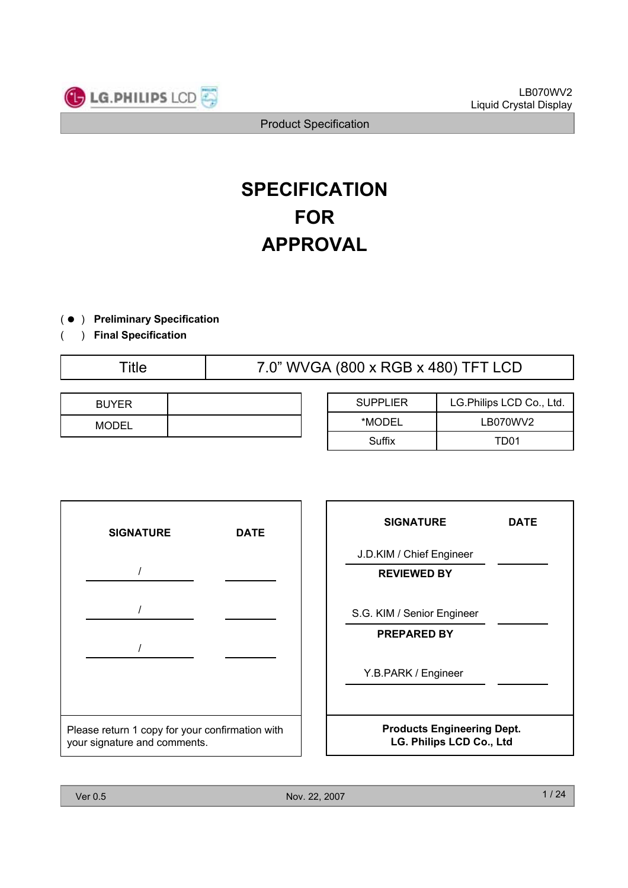# SPECIFICATION
# FOR
# APPROVAL

( ● ) **Preliminary Specification**

(   ) **Final Specification**

| Title | 7.0” WVGA (800 x RGB x 480) TFT LCD |
|---|---|

| BUYER | |
|---|---|
| MODEL | |

| SUPPLIER | LG.Philips LCD Co., Ltd. |
|---|---|
| *MODEL | LB070WV2 |
| Suffix | TD01 |

| **SIGNATURE** | **DATE** |
|---|---|
| / | |
| / | |
| / | |

Please return 1 copy for your confirmation with your signature and comments.

| **SIGNATURE** | **DATE** |
|---|---|
| J.D.KIM / Chief Engineer | |
| **REVIEWED BY** | |
| S.G. KIM / Senior Engineer | |
| **PREPARED BY** | |
| Y.B.PARK / Engineer | |

**Products Engineering Dept.**
**LG. Philips LCD Co., Ltd**

Ver 0.5 Nov. 22, 2007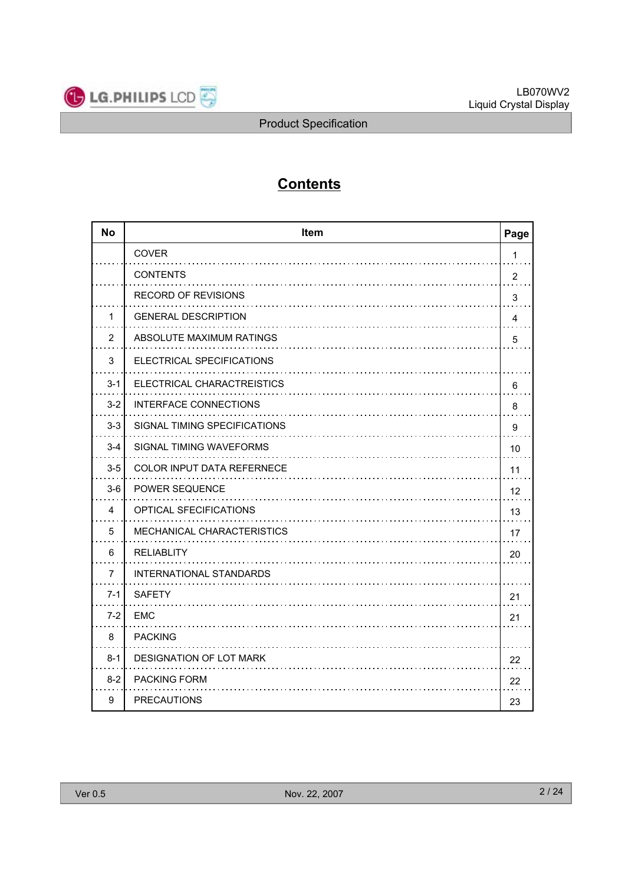# Contents

| No | Item | Page |
|---|---|---|
| | COVER | 1 |
| | CONTENTS | 2 |
| | RECORD OF REVISIONS | 3 |
| 1 | GENERAL DESCRIPTION | 4 |
| 2 | ABSOLUTE MAXIMUM RATINGS | 5 |
| 3 | ELECTRICAL SPECIFICATIONS | |
| 3-1 | ELECTRICAL CHARACTREISTICS | 6 |
| 3-2 | INTERFACE CONNECTIONS | 8 |
| 3-3 | SIGNAL TIMING SPECIFICATIONS | 9 |
| 3-4 | SIGNAL TIMING WAVEFORMS | 10 |
| 3-5 | COLOR INPUT DATA REFERNECE | 11 |
| 3-6 | POWER SEQUENCE | 12 |
| 4 | OPTICAL SFECIFICATIONS | 13 |
| 5 | MECHANICAL CHARACTERISTICS | 17 |
| 6 | RELIABLITY | 20 |
| 7 | INTERNATIONAL STANDARDS | |
| 7-1 | SAFETY | 21 |
| 7-2 | EMC | 21 |
| 8 | PACKING | |
| 8-1 | DESIGNATION OF LOT MARK | 22 |
| 8-2 | PACKING FORM | 22 |
| 9 | PRECAUTIONS | 23 |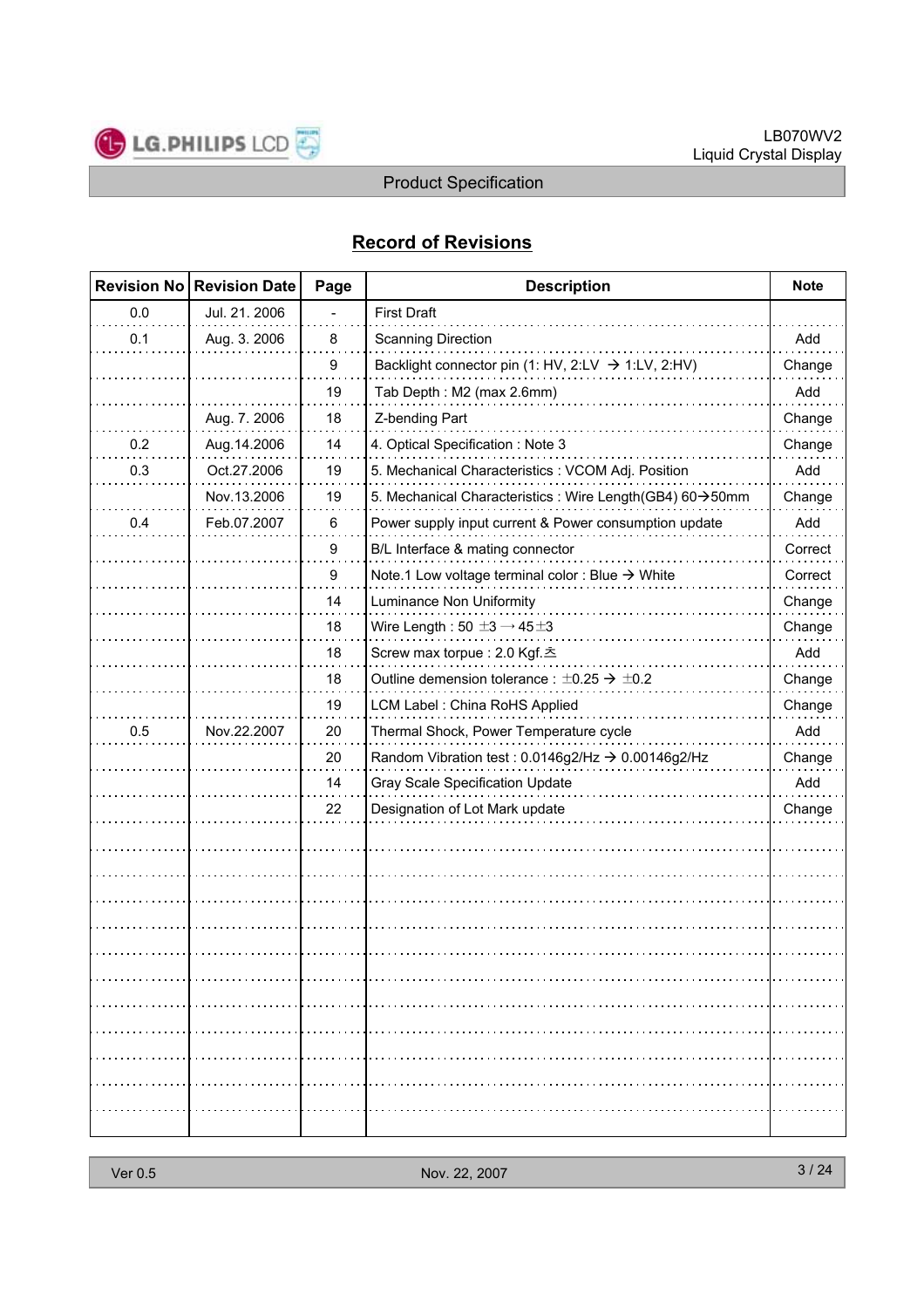## Record of Revisions

| Revision No | Revision Date | Page | Description | Note |
|---|---|---|---|---|
| 0.0 | Jul. 21. 2006 | - | First Draft | |
| 0.1 | Aug. 3. 2006 | 8 | Scanning Direction | Add |
| | | 9 | Backlight connector pin (1: HV, 2:LV → 1:LV, 2:HV) | Change |
| | | 19 | Tab Depth : M2 (max 2.6mm) | Add |
| | Aug. 7. 2006 | 18 | Z-bending Part | Change |
| 0.2 | Aug.14.2006 | 14 | 4. Optical Specification : Note 3 | Change |
| 0.3 | Oct.27.2006 | 19 | 5. Mechanical Characteristics : VCOM Adj. Position | Add |
| | Nov.13.2006 | 19 | 5. Mechanical Characteristics : Wire Length(GB4) 60→50mm | Change |
| 0.4 | Feb.07.2007 | 6 | Power supply input current & Power consumption update | Add |
| | | 9 | B/L Interface & mating connector | Correct |
| | | 9 | Note.1 Low voltage terminal color : Blue → White | Correct |
| | | 14 | Luminance Non Uniformity | Change |
| | | 18 | Wire Length : 50 ±3 → 45±3 | Change |
| | | 18 | Screw max torpue : 2.0 Kgf.초 | Add |
| | | 18 | Outline demension tolerance : ±0.25 → ±0.2 | Change |
| | | 19 | LCM Label : China RoHS Applied | Change |
| 0.5 | Nov.22.2007 | 20 | Thermal Shock, Power Temperature cycle | Add |
| | | 20 | Random Vibration test : 0.0146g2/Hz → 0.00146g2/Hz | Change |
| | | 14 | Gray Scale Specification Update | Add |
| | | 22 | Designation of Lot Mark update | Change |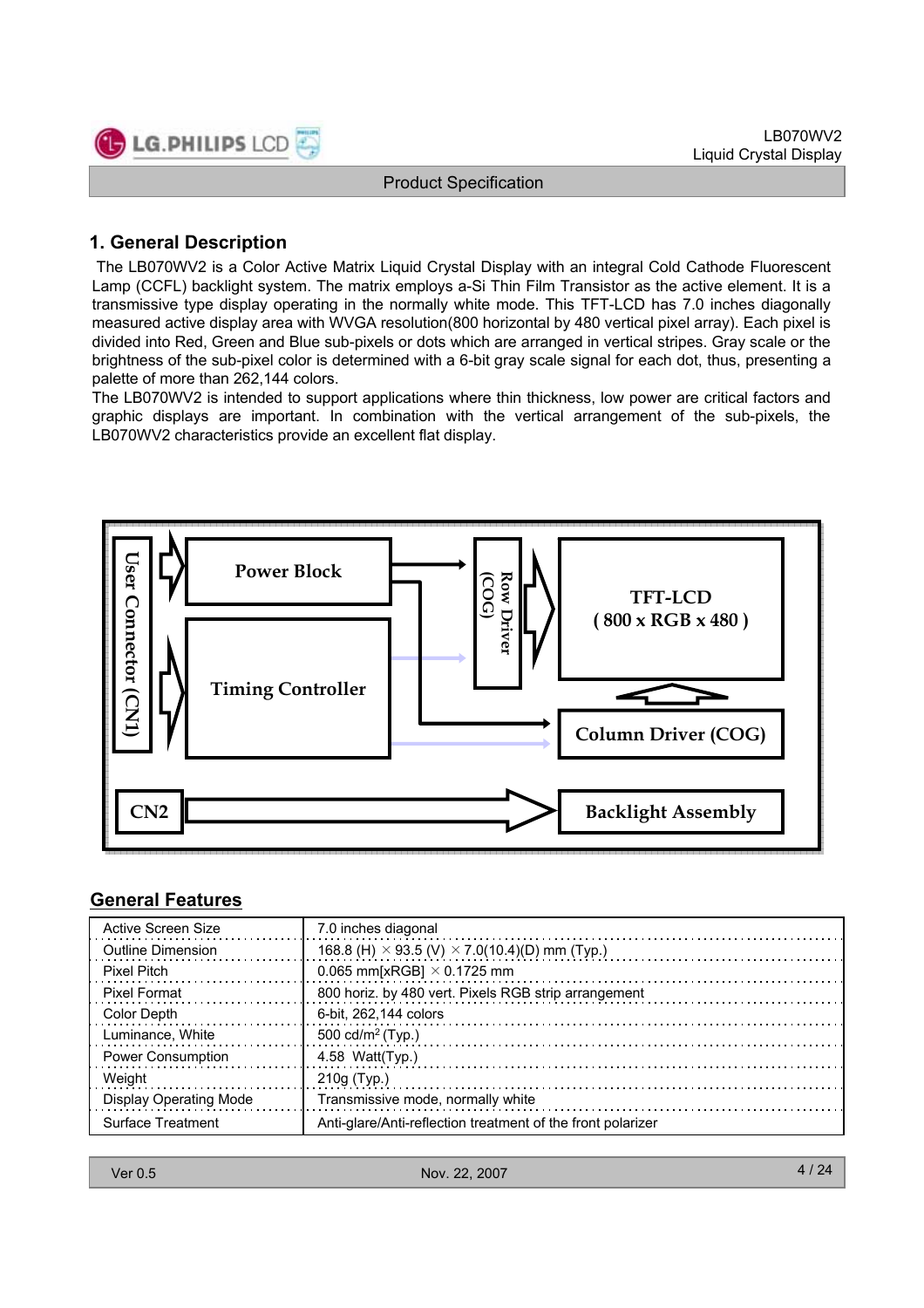## 1. General Description

The LB070WV2 is a Color Active Matrix Liquid Crystal Display with an integral Cold Cathode Fluorescent Lamp (CCFL) backlight system. The matrix employs a-Si Thin Film Transistor as the active element. It is a transmissive type display operating in the normally white mode. This TFT-LCD has 7.0 inches diagonally measured active display area with WVGA resolution(800 horizontal by 480 vertical pixel array). Each pixel is divided into Red, Green and Blue sub-pixels or dots which are arranged in vertical stripes. Gray scale or the brightness of the sub-pixel color is determined with a 6-bit gray scale signal for each dot, thus, presenting a palette of more than 262,144 colors.

The LB070WV2 is intended to support applications where thin thickness, low power are critical factors and graphic displays are important. In combination with the vertical arrangement of the sub-pixels, the LB070WV2 characteristics provide an excellent flat display.

User Connector (CN1)

Power Block

Timing Controller

Row Driver (COG)

TFT-LCD ( 800 x RGB x 480 )

Column Driver (COG)

CN2

Backlight Assembly

## General Features

| | |
|---|---|
| Active Screen Size | 7.0 inches diagonal |
| Outline Dimension | 168.8 (H) × 93.5 (V) × 7.0(10.4)(D) mm (Typ.) |
| Pixel Pitch | 0.065 mm[xRGB] × 0.1725 mm |
| Pixel Format | 800 horiz. by 480 vert. Pixels RGB strip arrangement |
| Color Depth | 6-bit, 262,144 colors |
| Luminance, White | 500 cd/m$^2$ (Typ.) |
| Power Consumption | 4.58 Watt(Typ.) |
| Weight | 210g (Typ.) |
| Display Operating Mode | Transmissive mode, normally white |
| Surface Treatment | Anti-glare/Anti-reflection treatment of the front polarizer |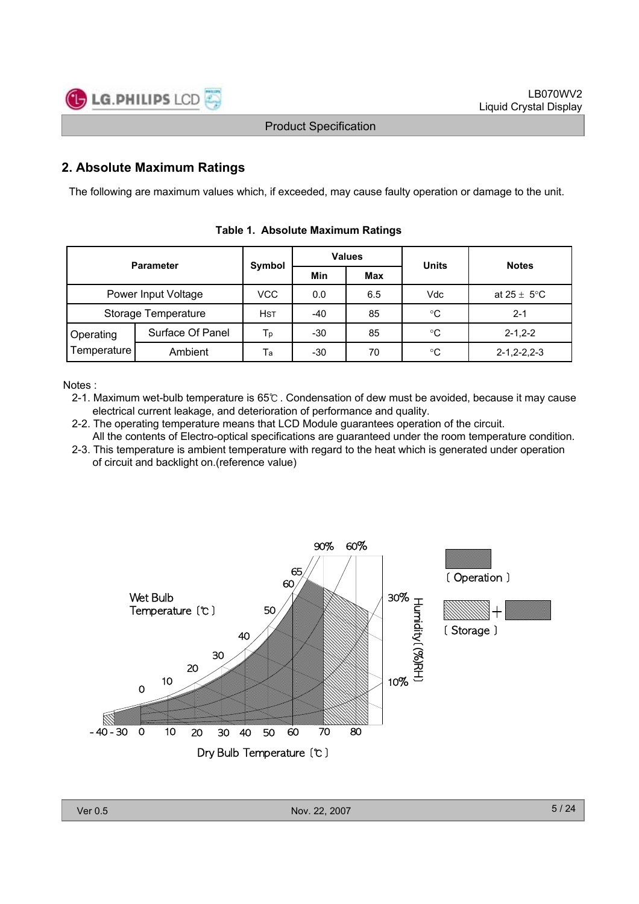## 2. Absolute Maximum Ratings

The following are maximum values which, if exceeded, may cause faulty operation or damage to the unit.

**Table 1. Absolute Maximum Ratings**

| Parameter | | Symbol | Values | | Units | Notes |
|---|---|---|---|---|---|---|
| | | | Min | Max | | |
| Power Input Voltage | | VCC | 0.0 | 6.5 | Vdc | at 25 ± 5°C |
| Storage Temperature | | $H_{ST}$ | -40 | 85 | °C | 2-1 |
| Operating Temperature | Surface Of Panel | $T_p$ | -30 | 85 | °C | 2-1,2-2 |
| | Ambient | $T_a$ | -30 | 70 | °C | 2-1,2-2,2-3 |

Notes :

2-1. Maximum wet-bulb temperature is 65℃ . Condensation of dew must be avoided, because it may cause electrical current leakage, and deterioration of performance and quality.

2-2. The operating temperature means that LCD Module guarantees operation of the circuit. All the contents of Electro-optical specifications are guaranteed under the room temperature condition.

2-3. This temperature is ambient temperature with regard to the heat which is generated under operation of circuit and backlight on.(reference value)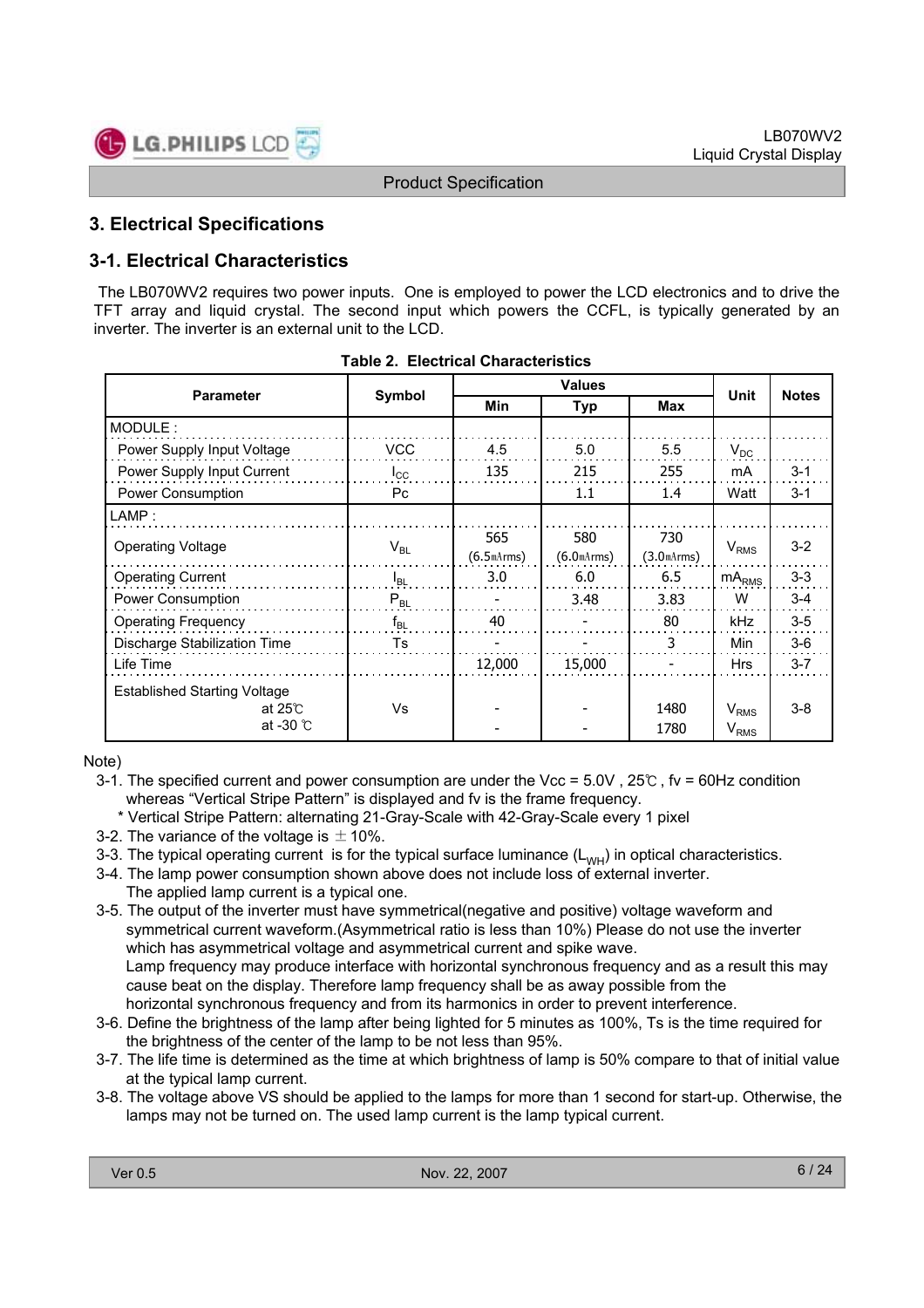## 3. Electrical Specifications

### 3-1. Electrical Characteristics

The LB070WV2 requires two power inputs. One is employed to power the LCD electronics and to drive the TFT array and liquid crystal. The second input which powers the CCFL, is typically generated by an inverter. The inverter is an external unit to the LCD.

**Table 2. Electrical Characteristics**

| Parameter | Symbol | Values | | | Unit | Notes |
|---|---|---|---|---|---|---|
| | | Min | Typ | Max | | |
| MODULE : | | | | | | |
| Power Supply Input Voltage | VCC | 4.5 | 5.0 | 5.5 | $V_{DC}$ | |
| Power Supply Input Current | $I_{CC}$ | 135 | 215 | 255 | mA | 3-1 |
| Power Consumption | Pc | | 1.1 | 1.4 | Watt | 3-1 |
| LAMP : | | | | | | |
| Operating Voltage | $V_{BL}$ | 565 (6.5mArms) | 580 (6.0mArms) | 730 (3.0mArms) | $V_{RMS}$ | 3-2 |
| Operating Current | $I_{BL}$ | 3.0 | 6.0 | 6.5 | $mA_{RMS}$ | 3-3 |
| Power Consumption | $P_{BL}$ | - | 3.48 | 3.83 | W | 3-4 |
| Operating Frequency | $f_{BL}$ | 40 | - | 80 | kHz | 3-5 |
| Discharge Stabilization Time | Ts | - | - | 3 | Min | 3-6 |
| Life Time | | 12,000 | 15,000 | - | Hrs | 3-7 |
| Established Starting Voltage at 25℃ | Vs | - | - | 1480 | $V_{RMS}$ | 3-8 |
| at -30 ℃ | | - | - | 1780 | $V_{RMS}$ | |

Note)

3-1. The specified current and power consumption are under the Vcc = 5.0V , 25℃ , fv = 60Hz condition whereas "Vertical Stripe Pattern" is displayed and fv is the frame frequency.
  * Vertical Stripe Pattern: alternating 21-Gray-Scale with 42-Gray-Scale every 1 pixel

3-2. The variance of the voltage is ± 10%.

3-3. The typical operating current is for the typical surface luminance ($L_{WH}$) in optical characteristics.

3-4. The lamp power consumption shown above does not include loss of external inverter.
  The applied lamp current is a typical one.

3-5. The output of the inverter must have symmetrical(negative and positive) voltage waveform and symmetrical current waveform.(Asymmetrical ratio is less than 10%) Please do not use the inverter which has asymmetrical voltage and asymmetrical current and spike wave.
  Lamp frequency may produce interface with horizontal synchronous frequency and as a result this may cause beat on the display. Therefore lamp frequency shall be as away possible from the horizontal synchronous frequency and from its harmonics in order to prevent interference.

3-6. Define the brightness of the lamp after being lighted for 5 minutes as 100%, Ts is the time required for the brightness of the center of the lamp to be not less than 95%.

3-7. The life time is determined as the time at which brightness of lamp is 50% compare to that of initial value at the typical lamp current.

3-8. The voltage above VS should be applied to the lamps for more than 1 second for start-up. Otherwise, the lamps may not be turned on. The used lamp current is the lamp typical current.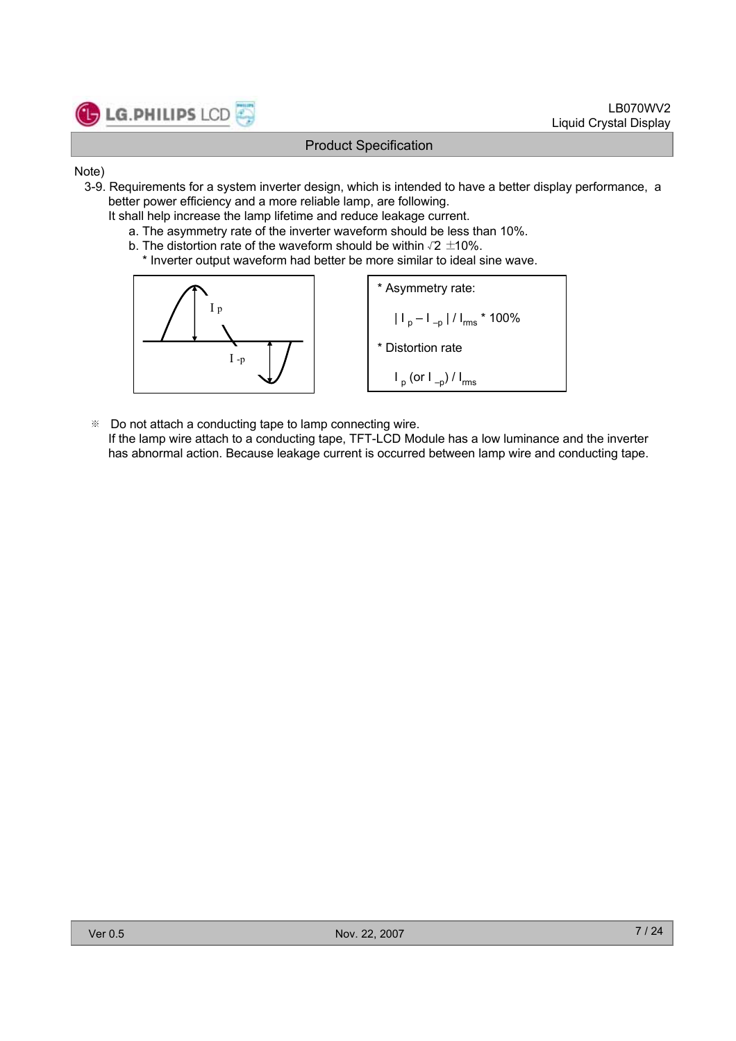Note)

3-9. Requirements for a system inverter design, which is intended to have a better display performance, a better power efficiency and a more reliable lamp, are following.
It shall help increase the lamp lifetime and reduce leakage current.

a. The asymmetry rate of the inverter waveform should be less than 10%.
b. The distortion rate of the waveform should be within √2 ±10%.
   * Inverter output waveform had better be more similar to ideal sine wave.

* Asymmetry rate:

  $| I_p - I_{-p} | / I_{rms}$ * 100%

* Distortion rate

  $I_p$ (or $I_{-p}$) / $I_{rms}$

※ Do not attach a conducting tape to lamp connecting wire.
If the lamp wire attach to a conducting tape, TFT-LCD Module has a low luminance and the inverter has abnormal action. Because leakage current is occurred between lamp wire and conducting tape.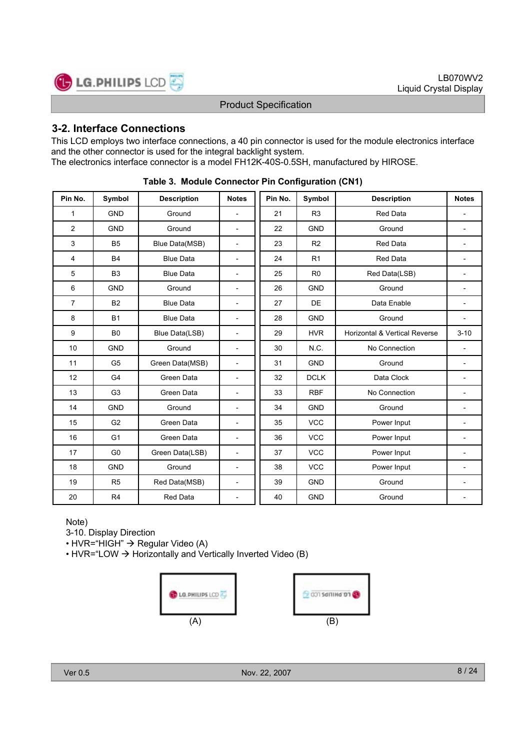## 3-2. Interface Connections

This LCD employs two interface connections, a 40 pin connector is used for the module electronics interface and the other connector is used for the integral backlight system.
The electronics interface connector is a model FH12K-40S-0.5SH, manufactured by HIROSE.

**Table 3. Module Connector Pin Configuration (CN1)**

| Pin No. | Symbol | Description | Notes | Pin No. | Symbol | Description | Notes |
|---|---|---|---|---|---|---|---|
| 1 | GND | Ground | - | 21 | R3 | Red Data | - |
| 2 | GND | Ground | - | 22 | GND | Ground | - |
| 3 | B5 | Blue Data(MSB) | - | 23 | R2 | Red Data | - |
| 4 | B4 | Blue Data | - | 24 | R1 | Red Data | - |
| 5 | B3 | Blue Data | - | 25 | R0 | Red Data(LSB) | - |
| 6 | GND | Ground | - | 26 | GND | Ground | - |
| 7 | B2 | Blue Data | - | 27 | DE | Data Enable | - |
| 8 | B1 | Blue Data | - | 28 | GND | Ground | - |
| 9 | B0 | Blue Data(LSB) | - | 29 | HVR | Horizontal & Vertical Reverse | 3-10 |
| 10 | GND | Ground | - | 30 | N.C. | No Connection | - |
| 11 | G5 | Green Data(MSB) | - | 31 | GND | Ground | - |
| 12 | G4 | Green Data | - | 32 | DCLK | Data Clock | - |
| 13 | G3 | Green Data | - | 33 | RBF | No Connection | - |
| 14 | GND | Ground | - | 34 | GND | Ground | - |
| 15 | G2 | Green Data | - | 35 | VCC | Power Input | - |
| 16 | G1 | Green Data | - | 36 | VCC | Power Input | - |
| 17 | G0 | Green Data(LSB) | - | 37 | VCC | Power Input | - |
| 18 | GND | Ground | - | 38 | VCC | Power Input | - |
| 19 | R5 | Red Data(MSB) | - | 39 | GND | Ground | - |
| 20 | R4 | Red Data | - | 40 | GND | Ground | - |

Note)
3-10. Display Direction
- HVR="HIGH" → Regular Video (A)
- HVR="LOW → Horizontally and Vertically Inverted Video (B)

(A) (B)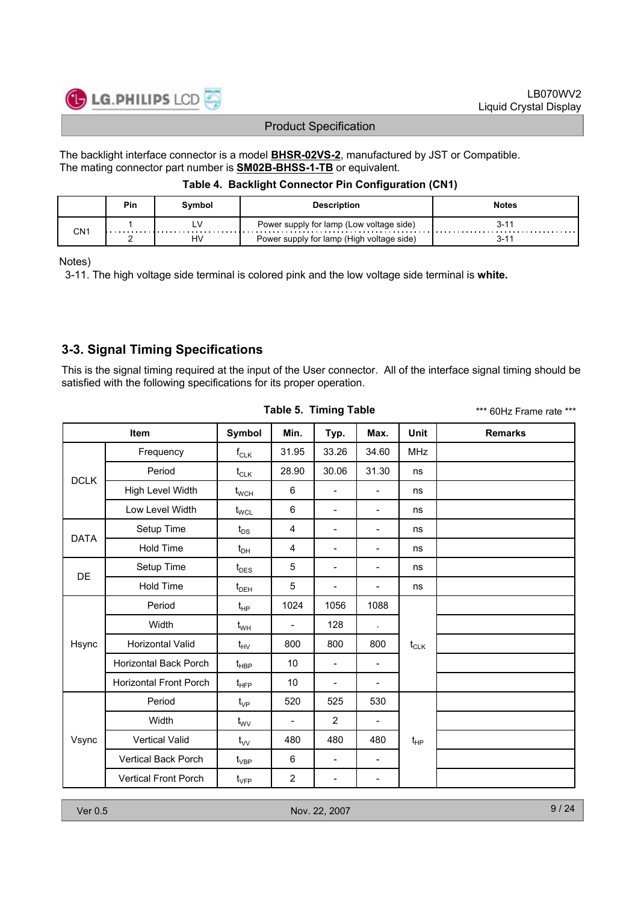The backlight interface connector is a model **BHSR-02VS-2**, manufactured by JST or Compatible.
The mating connector part number is **SM02B-BHSS-1-TB** or equivalent.

**Table 4. Backlight Connector Pin Configuration (CN1)**

| | Pin | Symbol | Description | Notes |
|---|---|---|---|---|
| CN1 | 1 | LV | Power supply for lamp (Low voltage side) | 3-11 |
| | 2 | HV | Power supply for lamp (High voltage side) | 3-11 |

Notes)

3-11. The high voltage side terminal is colored pink and the low voltage side terminal is **white.**

## 3-3. Signal Timing Specifications

This is the signal timing required at the input of the User connector. All of the interface signal timing should be satisfied with the following specifications for its proper operation.

**Table 5. Timing Table** *** 60Hz Frame rate ***

| Item | | Symbol | Min. | Typ. | Max. | Unit | Remarks |
|---|---|---|---|---|---|---|---|
| DCLK | Frequency | $f_{CLK}$ | 31.95 | 33.26 | 34.60 | MHz | |
| | Period | $t_{CLK}$ | 28.90 | 30.06 | 31.30 | ns | |
| | High Level Width | $t_{WCH}$ | 6 | - | - | ns | |
| | Low Level Width | $t_{WCL}$ | 6 | - | - | ns | |
| DATA | Setup Time | $t_{DS}$ | 4 | - | - | ns | |
| | Hold Time | $t_{DH}$ | 4 | - | - | ns | |
| DE | Setup Time | $t_{DES}$ | 5 | - | - | ns | |
| | Hold Time | $t_{DEH}$ | 5 | - | - | ns | |
| Hsync | Period | $t_{HP}$ | 1024 | 1056 | 1088 | $t_{CLK}$ | |
| | Width | $t_{WH}$ | - | 128 | - | | |
| | Horizontal Valid | $t_{HV}$ | 800 | 800 | 800 | | |
| | Horizontal Back Porch | $t_{HBP}$ | 10 | - | - | | |
| | Horizontal Front Porch | $t_{HFP}$ | 10 | - | - | | |
| Vsync | Period | $t_{VP}$ | 520 | 525 | 530 | $t_{HP}$ | |
| | Width | $t_{WV}$ | - | 2 | - | | |
| | Vertical Valid | $t_{VV}$ | 480 | 480 | 480 | | |
| | Vertical Back Porch | $t_{VBP}$ | 6 | - | - | | |
| | Vertical Front Porch | $t_{VFP}$ | 2 | - | - | | |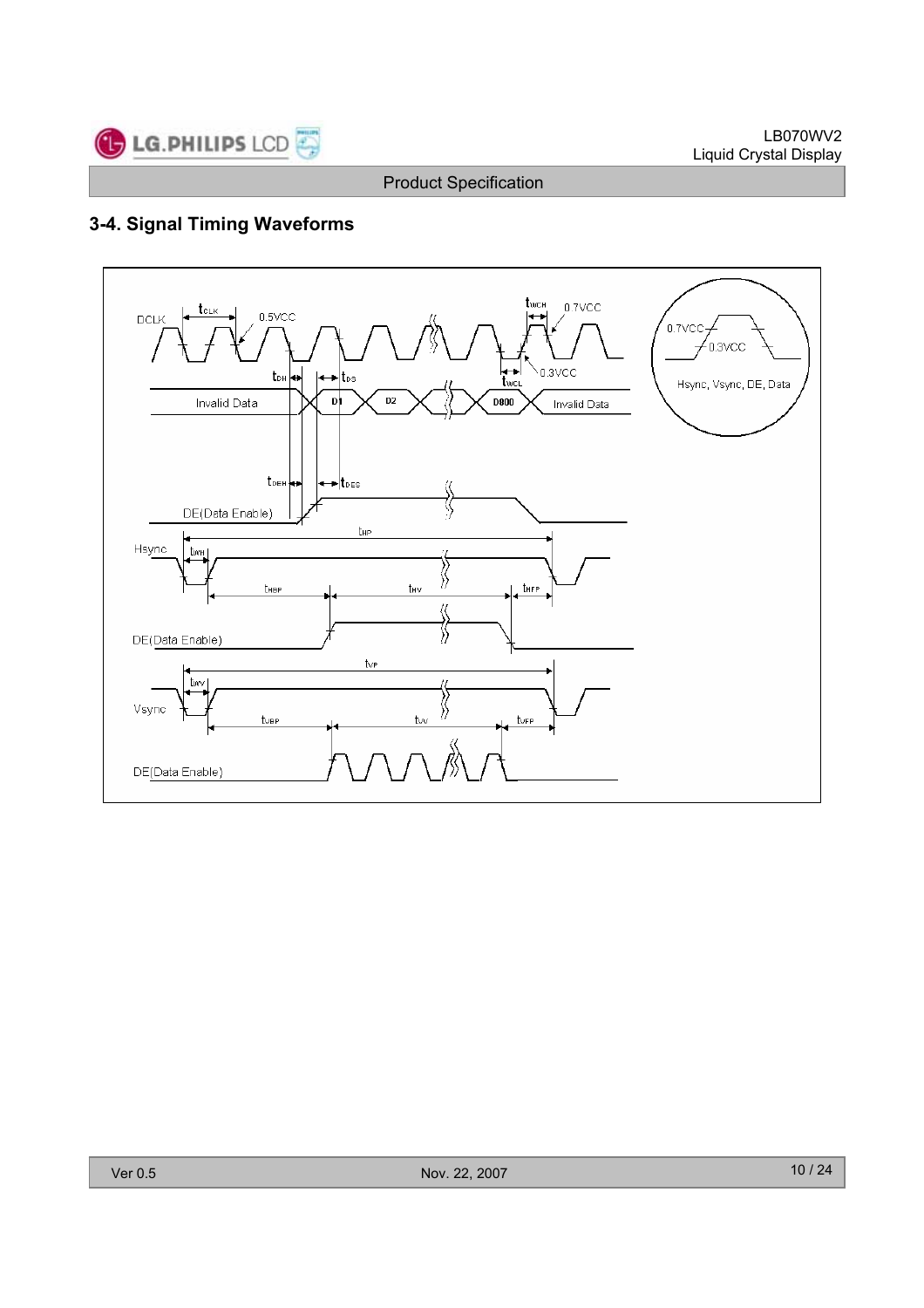### 3-4. Signal Timing Waveforms

DCLK $t_{CLK}$ 0.5VCC $t_{WCH}$ 0.7VCC $t_{WCL}$ 0.3VCC

$t_{DH}$ $t_{DS}$

Invalid Data D1 D2 D800 Invalid Data

$t_{DEH}$ $t_{DES}$

DE(Data Enable)

$t_{HP}$

Hsync $t_{WH}$

$t_{HBP}$ $t_{HV}$ $t_{HFP}$

DE(Data Enable)

$t_{VP}$

$t_{WV}$

Vsync

$t_{VBP}$ $t_{VV}$ $t_{VFP}$

DE(Data Enable)

0.7VCC 0.3VCC

Hsync, Vsync, DE, Data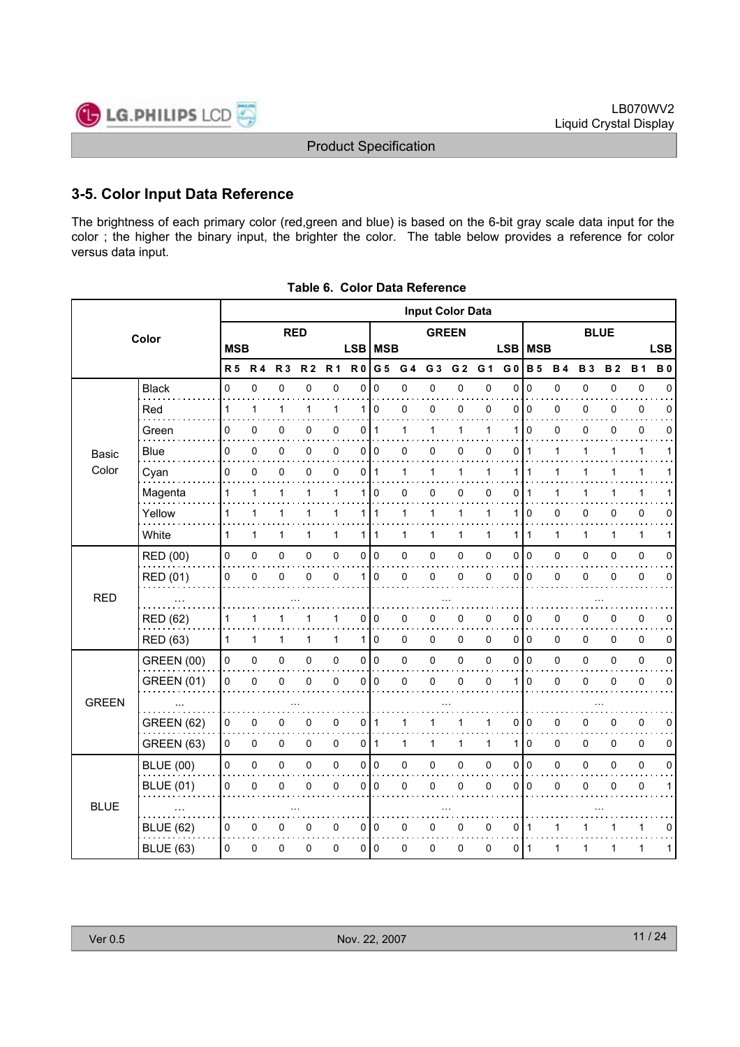## 3-5. Color Input Data Reference

The brightness of each primary color (red,green and blue) is based on the 6-bit gray scale data input for the color ; the higher the binary input, the brighter the color. The table below provides a reference for color versus data input.

**Table 6. Color Data Reference**

| Color | | Input Color Data | | | | | | | | | | | | | | | | | |
|---|---|---|---|---|---|---|---|---|---|---|---|---|---|---|---|---|---|---|---|
| | | RED | | | | | | GREEN | | | | | | BLUE | | | | | |
| | | MSB | | | | | LSB | MSB | | | | | LSB | MSB | | | | | LSB |
| | | R5 | R4 | R3 | R2 | R1 | R0 | G5 | G4 | G3 | G2 | G1 | G0 | B5 | B4 | B3 | B2 | B1 | B0 |
| Basic Color | Black | 0 | 0 | 0 | 0 | 0 | 0 | 0 | 0 | 0 | 0 | 0 | 0 | 0 | 0 | 0 | 0 | 0 | 0 |
| | Red | 1 | 1 | 1 | 1 | 1 | 1 | 0 | 0 | 0 | 0 | 0 | 0 | 0 | 0 | 0 | 0 | 0 | 0 |
| | Green | 0 | 0 | 0 | 0 | 0 | 0 | 1 | 1 | 1 | 1 | 1 | 1 | 0 | 0 | 0 | 0 | 0 | 0 |
| | Blue | 0 | 0 | 0 | 0 | 0 | 0 | 0 | 0 | 0 | 0 | 0 | 0 | 1 | 1 | 1 | 1 | 1 | 1 |
| | Cyan | 0 | 0 | 0 | 0 | 0 | 0 | 1 | 1 | 1 | 1 | 1 | 1 | 1 | 1 | 1 | 1 | 1 | 1 |
| | Magenta | 1 | 1 | 1 | 1 | 1 | 1 | 0 | 0 | 0 | 0 | 0 | 0 | 1 | 1 | 1 | 1 | 1 | 1 |
| | Yellow | 1 | 1 | 1 | 1 | 1 | 1 | 1 | 1 | 1 | 1 | 1 | 1 | 0 | 0 | 0 | 0 | 0 | 0 |
| | White | 1 | 1 | 1 | 1 | 1 | 1 | 1 | 1 | 1 | 1 | 1 | 1 | 1 | 1 | 1 | 1 | 1 | 1 |
| RED | RED (00) | 0 | 0 | 0 | 0 | 0 | 0 | 0 | 0 | 0 | 0 | 0 | 0 | 0 | 0 | 0 | 0 | 0 | 0 |
| | RED (01) | 0 | 0 | 0 | 0 | 0 | 1 | 0 | 0 | 0 | 0 | 0 | 0 | 0 | 0 | 0 | 0 | 0 | 0 |
| | ... | ... | | | | | | ... | | | | | | ... | | | | | |
| | RED (62) | 1 | 1 | 1 | 1 | 1 | 0 | 0 | 0 | 0 | 0 | 0 | 0 | 0 | 0 | 0 | 0 | 0 | 0 |
| | RED (63) | 1 | 1 | 1 | 1 | 1 | 1 | 0 | 0 | 0 | 0 | 0 | 0 | 0 | 0 | 0 | 0 | 0 | 0 |
| GREEN | GREEN (00) | 0 | 0 | 0 | 0 | 0 | 0 | 0 | 0 | 0 | 0 | 0 | 0 | 0 | 0 | 0 | 0 | 0 | 0 |
| | GREEN (01) | 0 | 0 | 0 | 0 | 0 | 0 | 0 | 0 | 0 | 0 | 0 | 1 | 0 | 0 | 0 | 0 | 0 | 0 |
| | ... | ... | | | | | | ... | | | | | | ... | | | | | |
| | GREEN (62) | 0 | 0 | 0 | 0 | 0 | 0 | 1 | 1 | 1 | 1 | 1 | 0 | 0 | 0 | 0 | 0 | 0 | 0 |
| | GREEN (63) | 0 | 0 | 0 | 0 | 0 | 0 | 1 | 1 | 1 | 1 | 1 | 1 | 0 | 0 | 0 | 0 | 0 | 0 |
| BLUE | BLUE (00) | 0 | 0 | 0 | 0 | 0 | 0 | 0 | 0 | 0 | 0 | 0 | 0 | 0 | 0 | 0 | 0 | 0 | 0 |
| | BLUE (01) | 0 | 0 | 0 | 0 | 0 | 0 | 0 | 0 | 0 | 0 | 0 | 0 | 0 | 0 | 0 | 0 | 0 | 1 |
| | ... | ... | | | | | | ... | | | | | | ... | | | | | |
| | BLUE (62) | 0 | 0 | 0 | 0 | 0 | 0 | 0 | 0 | 0 | 0 | 0 | 0 | 1 | 1 | 1 | 1 | 1 | 0 |
| | BLUE (63) | 0 | 0 | 0 | 0 | 0 | 0 | 0 | 0 | 0 | 0 | 0 | 0 | 1 | 1 | 1 | 1 | 1 | 1 |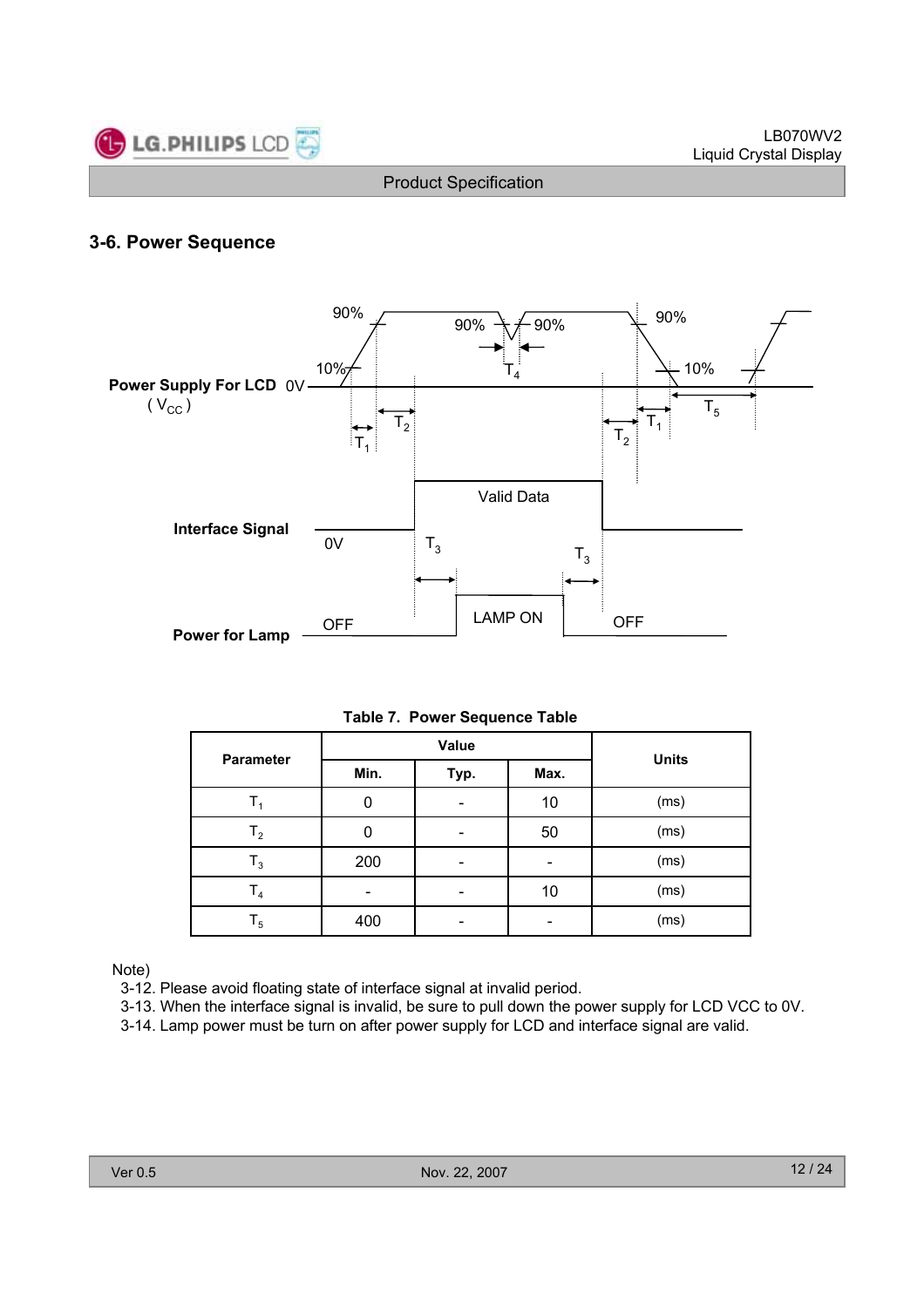## 3-6. Power Sequence

**Table 7. Power Sequence Table**

| Parameter | Value | | | Units |
|---|---|---|---|---|
| | Min. | Typ. | Max. | |
| $T_1$ | 0 | - | 10 | (ms) |
| $T_2$ | 0 | - | 50 | (ms) |
| $T_3$ | 200 | - | - | (ms) |
| $T_4$ | - | - | 10 | (ms) |
| $T_5$ | 400 | - | - | (ms) |

Note)

3-12. Please avoid floating state of interface signal at invalid period.

3-13. When the interface signal is invalid, be sure to pull down the power supply for LCD VCC to 0V.

3-14. Lamp power must be turn on after power supply for LCD and interface signal are valid.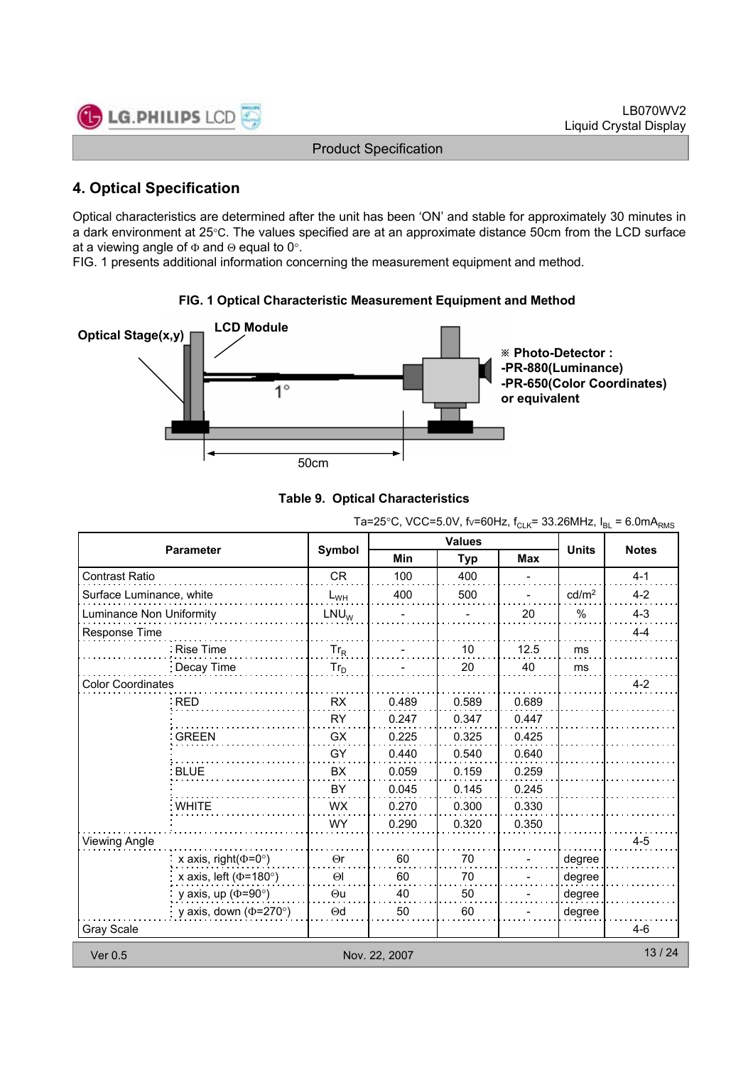## 4. Optical Specification

Optical characteristics are determined after the unit has been 'ON' and stable for approximately 30 minutes in a dark environment at 25°C. The values specified are at an approximate distance 50cm from the LCD surface at a viewing angle of Φ and Θ equal to 0°.

FIG. 1 presents additional information concerning the measurement equipment and method.

**FIG. 1 Optical Characteristic Measurement Equipment and Method**

Optical Stage(x,y)

LCD Module

1°

50cm

※ Photo-Detector :
-PR-880(Luminance)
-PR-650(Color Coordinates)
or equivalent

**Table 9. Optical Characteristics**

Ta=25°C, VCC=5.0V, fv=60Hz, $f_{CLK}$= 33.26MHz, $I_{BL}$ = 6.0$mA_{RMS}$

| Parameter | | Symbol | Values | | | Units | Notes |
|---|---|---|---|---|---|---|---|
| | | | Min | Typ | Max | | |
| Contrast Ratio | | CR | 100 | 400 | - | | 4-1 |
| Surface Luminance, white | | $L_{WH}$ | 400 | 500 | - | cd/m² | 4-2 |
| Luminance Non Uniformity | | $LNU_W$ | - | - | 20 | % | 4-3 |
| Response Time | | | | | | | 4-4 |
| | Rise Time | $Tr_R$ | - | 10 | 12.5 | ms | |
| | Decay Time | $Tr_D$ | - | 20 | 40 | ms | |
| Color Coordinates | | | | | | | 4-2 |
| | RED | RX | 0.489 | 0.589 | 0.689 | | |
| | | RY | 0.247 | 0.347 | 0.447 | | |
| | GREEN | GX | 0.225 | 0.325 | 0.425 | | |
| | | GY | 0.440 | 0.540 | 0.640 | | |
| | BLUE | BX | 0.059 | 0.159 | 0.259 | | |
| | | BY | 0.045 | 0.145 | 0.245 | | |
| | WHITE | WX | 0.270 | 0.300 | 0.330 | | |
| | | WY | 0.290 | 0.320 | 0.350 | | |
| Viewing Angle | | | | | | | 4-5 |
| | x axis, right(Φ=0°) | Θr | 60 | 70 | - | degree | |
| | x axis, left (Φ=180°) | Θl | 60 | 70 | - | degree | |
| | y axis, up (Φ=90°) | Θu | 40 | 50 | - | degree | |
| | y axis, down (Φ=270°) | Θd | 50 | 60 | - | degree | |
| Gray Scale | | | | | | | 4-6 |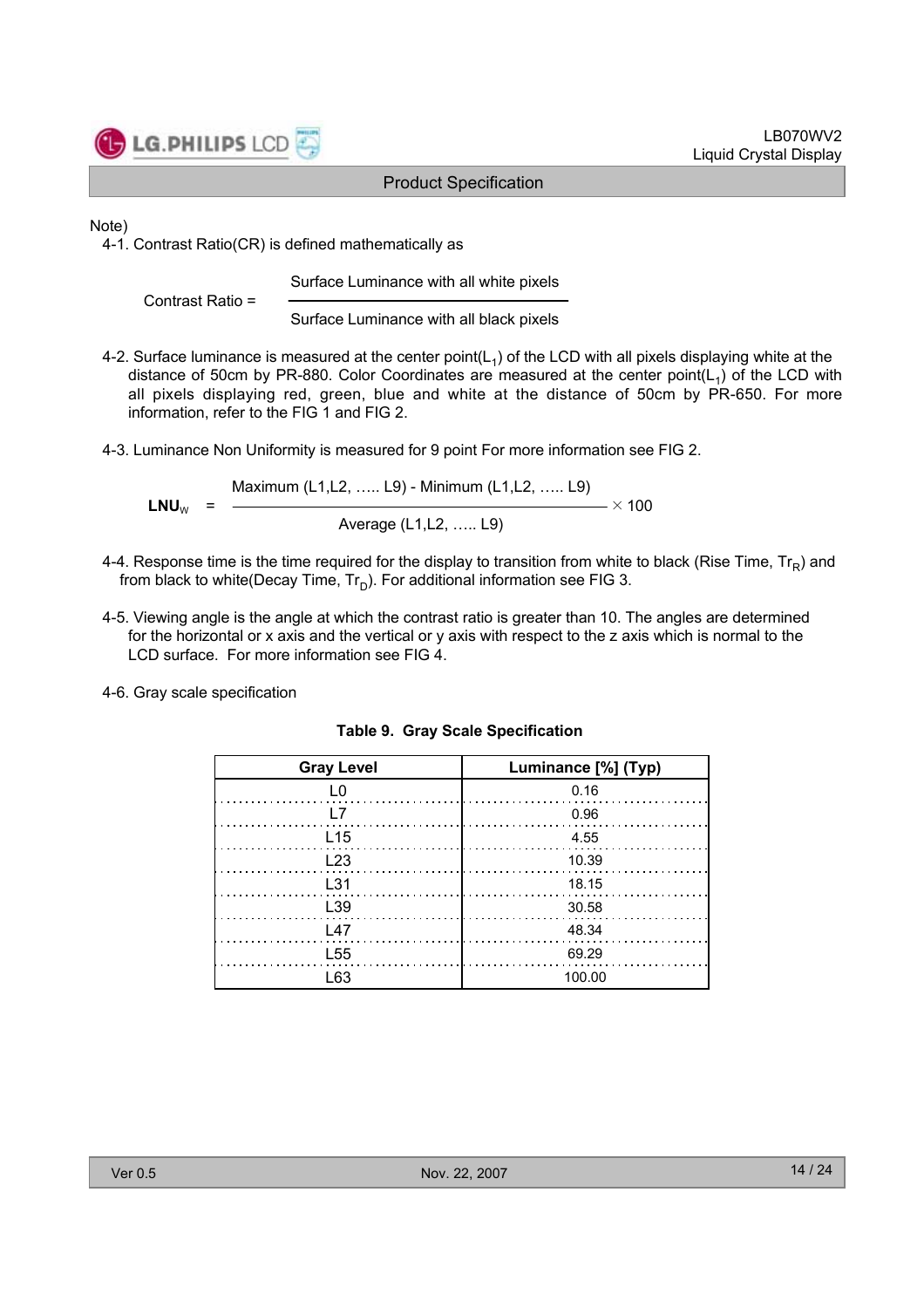Note)

4-1. Contrast Ratio(CR) is defined mathematically as

$$\text{Contrast Ratio} = \frac{\text{Surface Luminance with all white pixels}}{\text{Surface Luminance with all black pixels}}$$

4-2. Surface luminance is measured at the center point($L_1$) of the LCD with all pixels displaying white at the distance of 50cm by PR-880. Color Coordinates are measured at the center point($L_1$) of the LCD with all pixels displaying red, green, blue and white at the distance of 50cm by PR-650. For more information, refer to the FIG 1 and FIG 2.

4-3. Luminance Non Uniformity is measured for 9 point For more information see FIG 2.

$$\mathbf{LNU}_W = \frac{\text{Maximum (L1,L2, ….. L9) - Minimum (L1,L2, ….. L9)}}{\text{Average (L1,L2, ….. L9)}} \times 100$$

4-4. Response time is the time required for the display to transition from white to black (Rise Time, $Tr_R$) and from black to white(Decay Time, $Tr_D$). For additional information see FIG 3.

4-5. Viewing angle is the angle at which the contrast ratio is greater than 10. The angles are determined for the horizontal or x axis and the vertical or y axis with respect to the z axis which is normal to the LCD surface. For more information see FIG 4.

4-6. Gray scale specification

**Table 9. Gray Scale Specification**

| Gray Level | Luminance [%] (Typ) |
|---|---|
| L0 | 0.16 |
| L7 | 0.96 |
| L15 | 4.55 |
| L23 | 10.39 |
| L31 | 18.15 |
| L39 | 30.58 |
| L47 | 48.34 |
| L55 | 69.29 |
| L63 | 100.00 |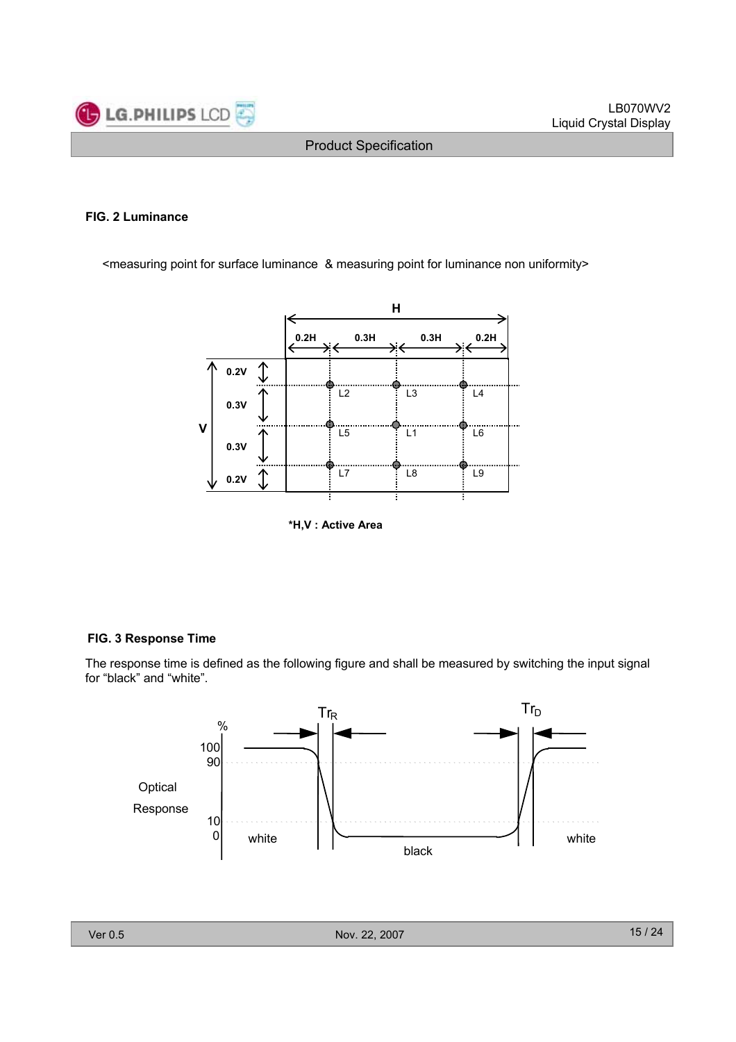#### FIG. 2 Luminance

<measuring point for surface luminance & measuring point for luminance non uniformity>

*H,V : Active Area

#### FIG. 3 Response Time

The response time is defined as the following figure and shall be measured by switching the input signal for “black” and “white”.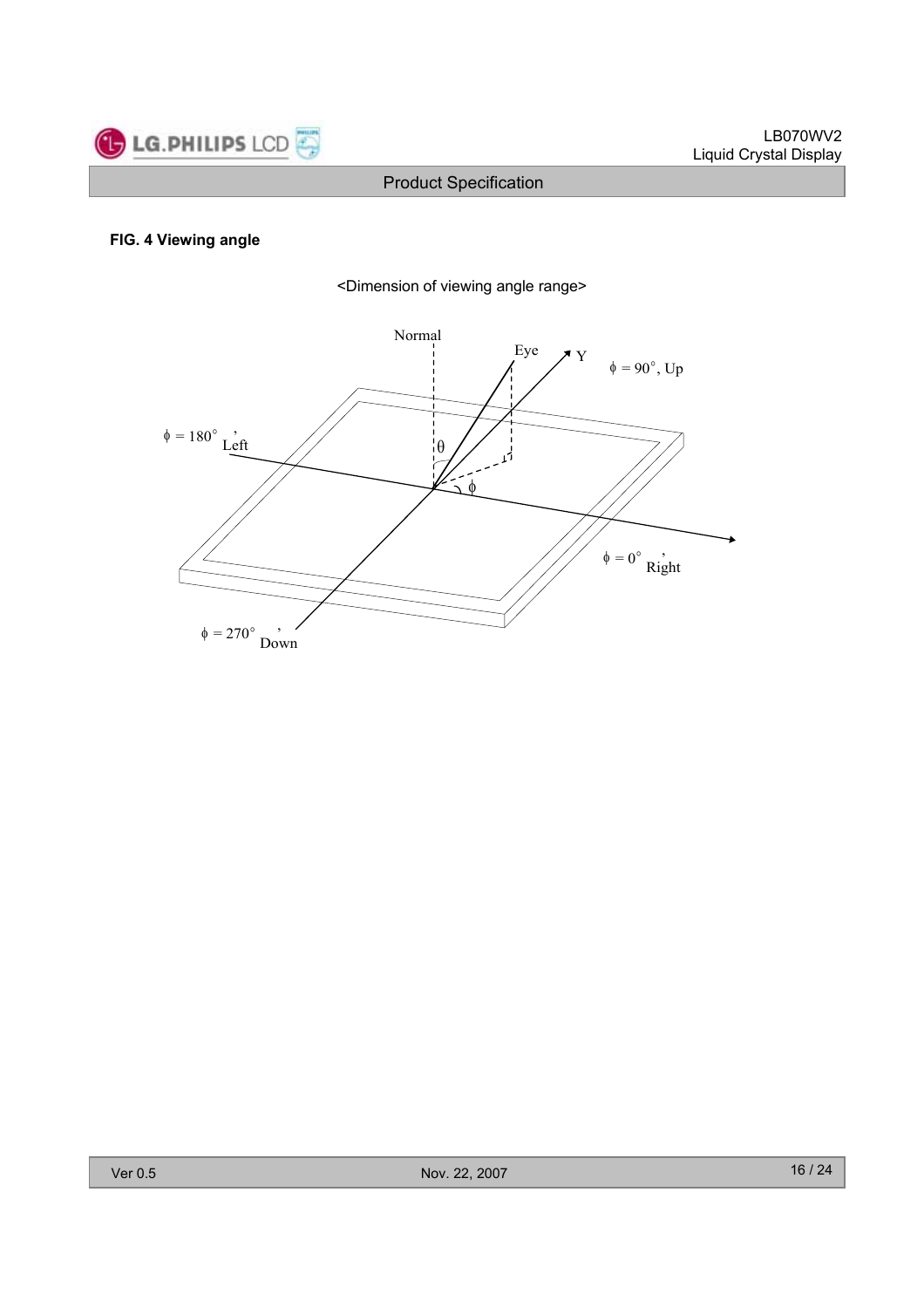**FIG. 4 Viewing angle**

<Dimension of viewing angle range>

Normal

Eye

Y

$\phi$ = 90°, Up

$\phi$ = 180°, Left

$\theta$

$\phi$

$\phi$ = 0°, Right

$\phi$ = 270°, Down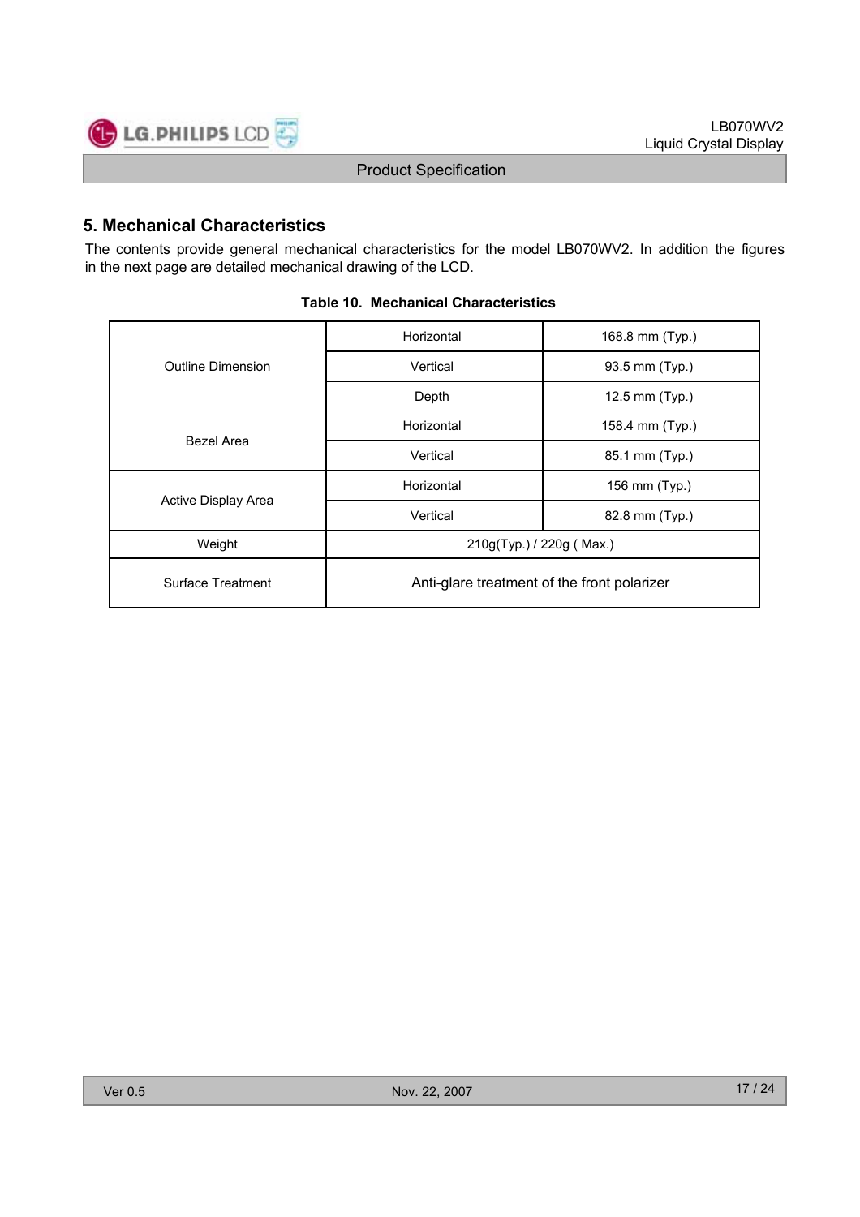## 5. Mechanical Characteristics

The contents provide general mechanical characteristics for the model LB070WV2. In addition the figures in the next page are detailed mechanical drawing of the LCD.

**Table 10. Mechanical Characteristics**

| | | |
|---|---|---|
| Outline Dimension | Horizontal | 168.8 mm (Typ.) |
| | Vertical | 93.5 mm (Typ.) |
| | Depth | 12.5 mm (Typ.) |
| Bezel Area | Horizontal | 158.4 mm (Typ.) |
| | Vertical | 85.1 mm (Typ.) |
| Active Display Area | Horizontal | 156 mm (Typ.) |
| | Vertical | 82.8 mm (Typ.) |
| Weight | 210g(Typ.) / 220g ( Max.) | |
| Surface Treatment | Anti-glare treatment of the front polarizer | |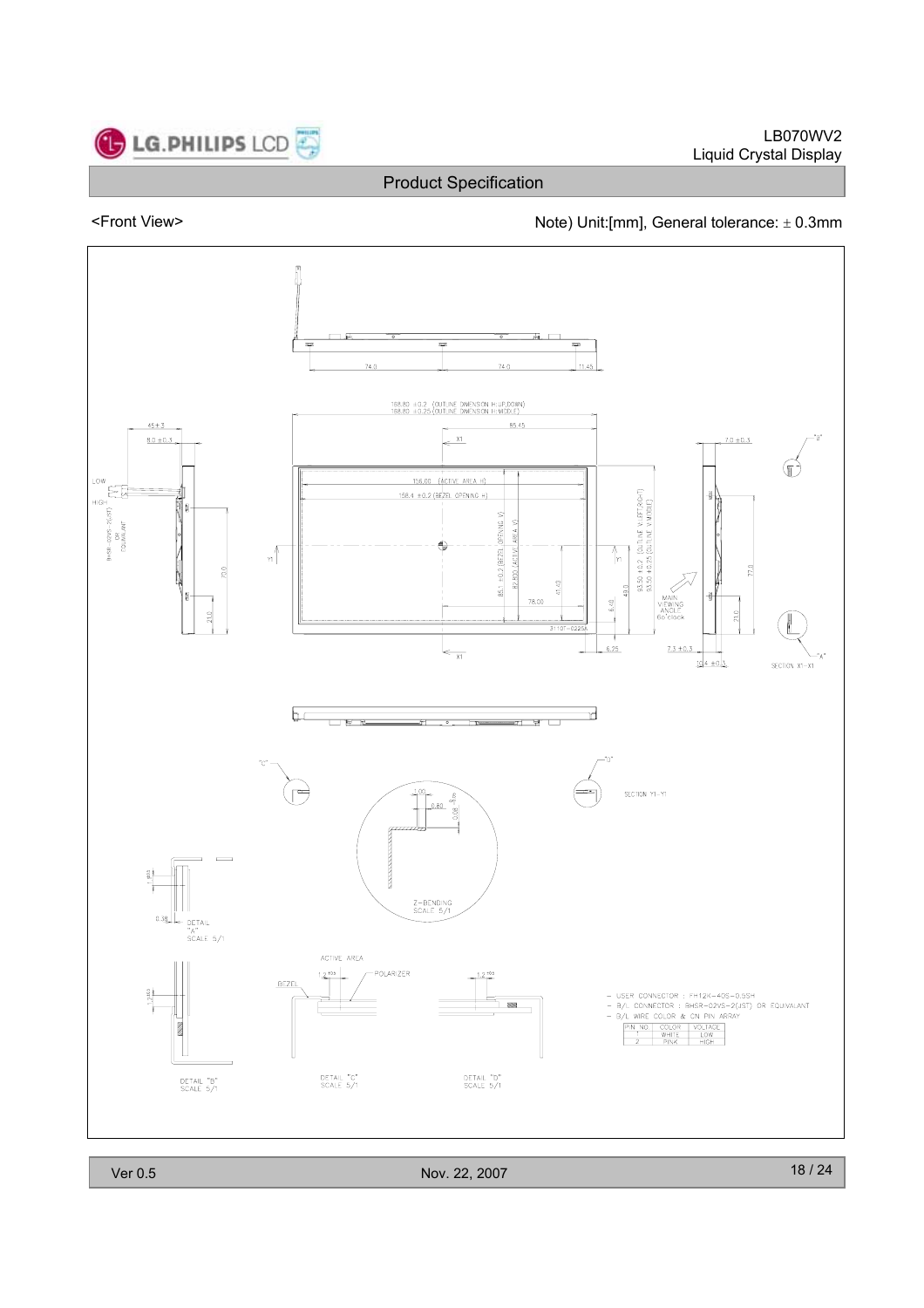<Front View>

Note) Unit:[mm], General tolerance: ± 0.3mm

- USER CONNECTOR : FH12K-40S-0.5SH
- B/L CONNECTOR : BHSR-02VS-2(JST) OR EQUIVALANT
- B/L WIRE COLOR & CN PIN ARRAY

| PIN NO. | COLOR | VOLTAGE |
|---|---|---|
| 1 | WHITE | LOW |
| 2 | PINK | HIGH |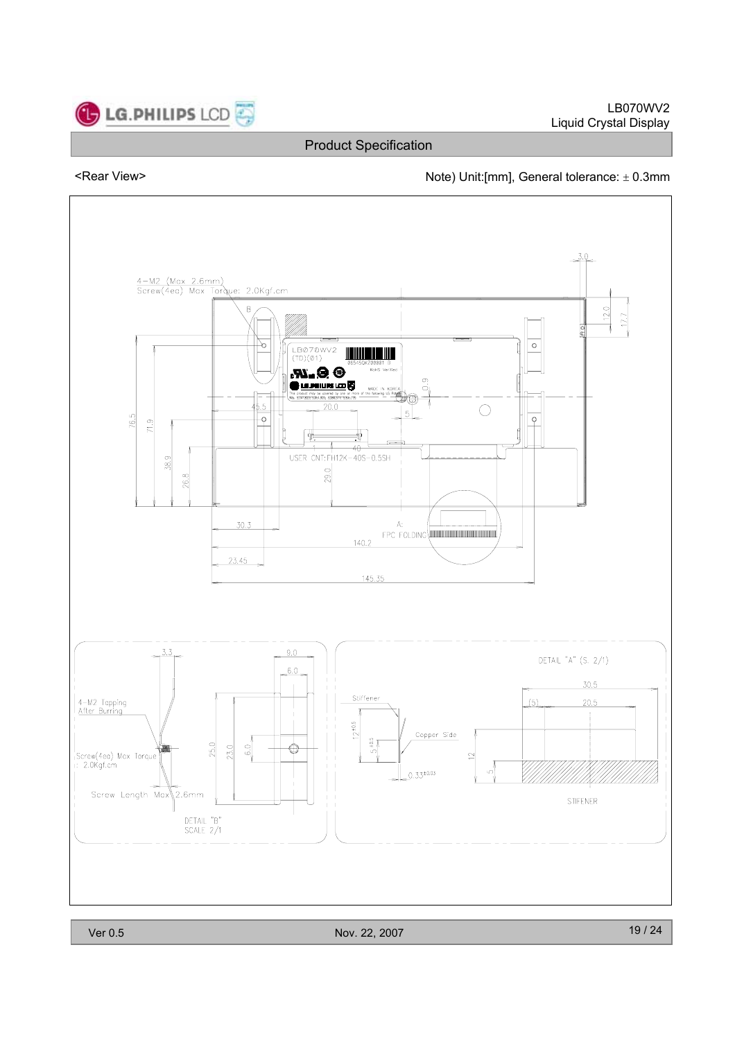Product Specification

<Rear View>

Note) Unit:[mm], General tolerance: ± 0.3mm

4-M2 (Max 2.6mm) Screw(4ea) Max Torque: 2.0Kgf.cm

B

LB070WV2 (TD)(01)

USER CNT:FH12K-40S-0.5SH

A: FPC FOLDING

3.0, 12.0, 17.7, 0.9, 45.5, 20.0, 5, 1, 40, 76.5, 71.9, 38.9, 26.8, 29.0, 30.3, 140.2, 23.45, 145.35

4-M2 Tapping After Burring

Screw(4ea) Max Torque : 2.0Kgf.cm

Screw Length Max 2.6mm

DETAIL "B" SCALE 2/1

3.3, 9.0, 6.0, 25.0, 23.0, 6.0

DETAIL "A" (S. 2/1)

Stiffener

Copper Side

$12^{\pm0.5}$, $5^{\pm0.5}$, $0.33^{\pm0.03}$

30.5, (5), 20.5, 12, 5

STIFENER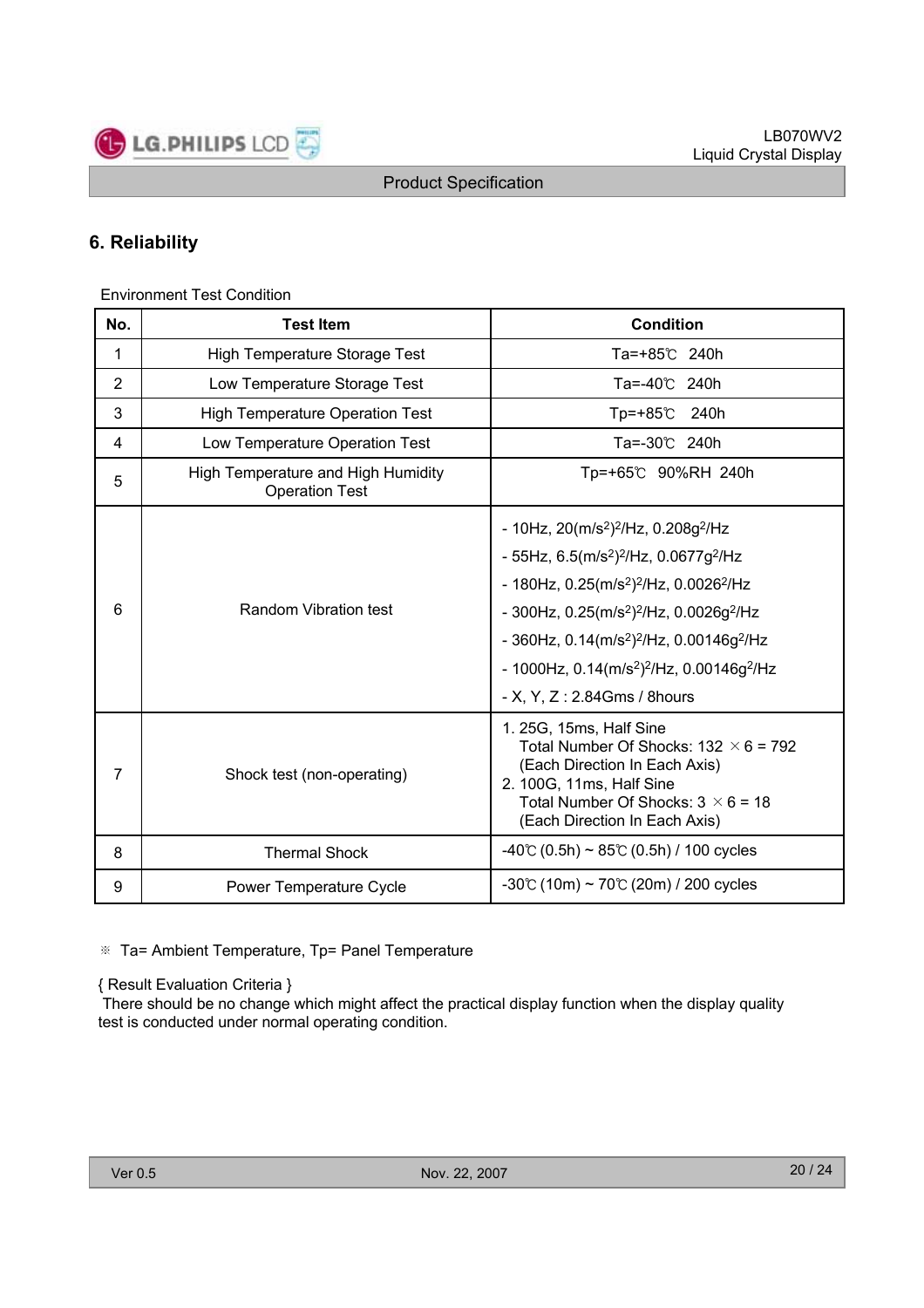## 6. Reliability

Environment Test Condition

| No. | Test Item | Condition |
|---|---|---|
| 1 | High Temperature Storage Test | Ta=+85℃ 240h |
| 2 | Low Temperature Storage Test | Ta=-40℃ 240h |
| 3 | High Temperature Operation Test | Tp=+85℃ 240h |
| 4 | Low Temperature Operation Test | Ta=-30℃ 240h |
| 5 | High Temperature and High Humidity Operation Test | Tp=+65℃ 90%RH 240h |
| 6 | Random Vibration test | - 10Hz, $20(m/s^2)^2/Hz$, $0.208g^2/Hz$<br>- 55Hz, $6.5(m/s^2)^2/Hz$, $0.0677g^2/Hz$<br>- 180Hz, $0.25(m/s^2)^2/Hz$, $0.0026^2/Hz$<br>- 300Hz, $0.25(m/s^2)^2/Hz$, $0.0026g^2/Hz$<br>- 360Hz, $0.14(m/s^2)^2/Hz$, $0.00146g^2/Hz$<br>- 1000Hz, $0.14(m/s^2)^2/Hz$, $0.00146g^2/Hz$<br>- X, Y, Z : 2.84Gms / 8hours |
| 7 | Shock test (non-operating) | 1. 25G, 15ms, Half Sine<br>Total Number Of Shocks: 132 × 6 = 792<br>(Each Direction In Each Axis)<br>2. 100G, 11ms, Half Sine<br>Total Number Of Shocks: 3 × 6 = 18<br>(Each Direction In Each Axis) |
| 8 | Thermal Shock | -40℃ (0.5h) ~ 85℃ (0.5h) / 100 cycles |
| 9 | Power Temperature Cycle | -30℃ (10m) ~ 70℃ (20m) / 200 cycles |

※ Ta= Ambient Temperature, Tp= Panel Temperature

{ Result Evaluation Criteria }

There should be no change which might affect the practical display function when the display quality test is conducted under normal operating condition.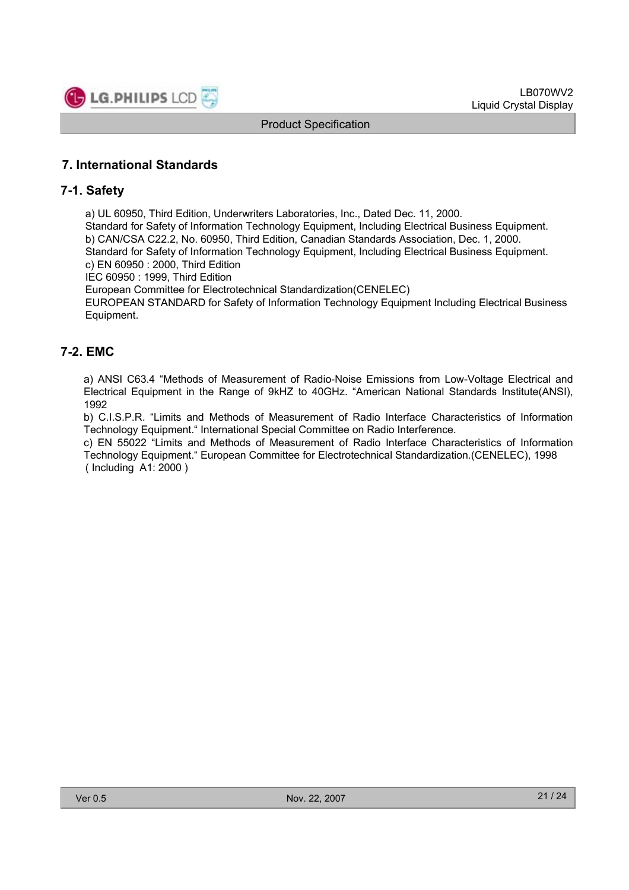## 7. International Standards

### 7-1. Safety

a) UL 60950, Third Edition, Underwriters Laboratories, Inc., Dated Dec. 11, 2000.
Standard for Safety of Information Technology Equipment, Including Electrical Business Equipment.
b) CAN/CSA C22.2, No. 60950, Third Edition, Canadian Standards Association, Dec. 1, 2000.
Standard for Safety of Information Technology Equipment, Including Electrical Business Equipment.
c) EN 60950 : 2000, Third Edition
IEC 60950 : 1999, Third Edition
European Committee for Electrotechnical Standardization(CENELEC)
EUROPEAN STANDARD for Safety of Information Technology Equipment Including Electrical Business Equipment.

### 7-2. EMC

a) ANSI C63.4 "Methods of Measurement of Radio-Noise Emissions from Low-Voltage Electrical and Electrical Equipment in the Range of 9kHZ to 40GHz. "American National Standards Institute(ANSI), 1992
b) C.I.S.P.R. "Limits and Methods of Measurement of Radio Interface Characteristics of Information Technology Equipment." International Special Committee on Radio Interference.
c) EN 55022 "Limits and Methods of Measurement of Radio Interface Characteristics of Information Technology Equipment." European Committee for Electrotechnical Standardization.(CENELEC), 1998 ( Including A1: 2000 )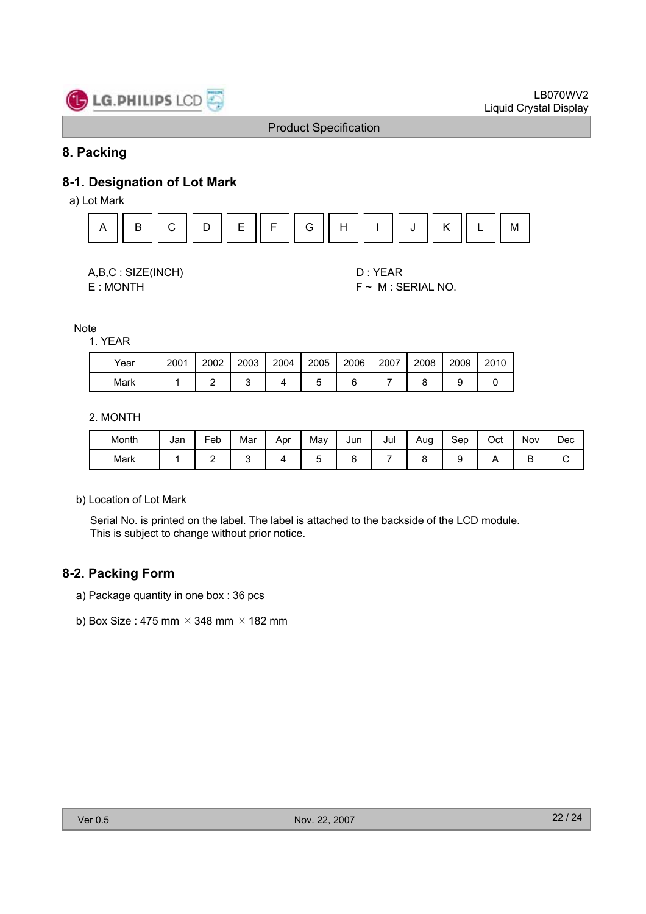# 8. Packing

## 8-1. Designation of Lot Mark

a) Lot Mark

| A | B | C | D | E | F | G | H | I | J | K | L | M |
|---|---|---|---|---|---|---|---|---|---|---|---|---|

A,B,C : SIZE(INCH)

D : YEAR

E : MONTH

F ~ M : SERIAL NO.

Note

1. YEAR

| Year | 2001 | 2002 | 2003 | 2004 | 2005 | 2006 | 2007 | 2008 | 2009 | 2010 |
|---|---|---|---|---|---|---|---|---|---|---|
| Mark | 1 | 2 | 3 | 4 | 5 | 6 | 7 | 8 | 9 | 0 |

2. MONTH

| Month | Jan | Feb | Mar | Apr | May | Jun | Jul | Aug | Sep | Oct | Nov | Dec |
|---|---|---|---|---|---|---|---|---|---|---|---|---|
| Mark | 1 | 2 | 3 | 4 | 5 | 6 | 7 | 8 | 9 | A | B | C |

b) Location of Lot Mark

Serial No. is printed on the label. The label is attached to the backside of the LCD module.
This is subject to change without prior notice.

## 8-2. Packing Form

a) Package quantity in one box : 36 pcs

b) Box Size : 475 mm × 348 mm × 182 mm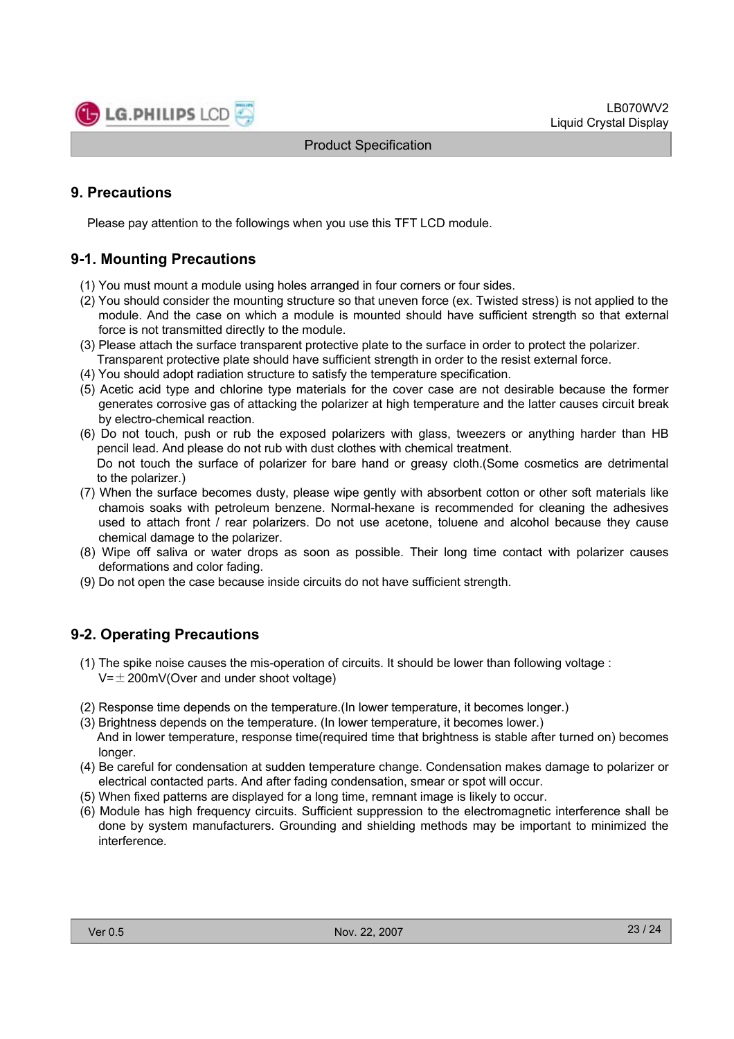## 9. Precautions

Please pay attention to the followings when you use this TFT LCD module.

### 9-1. Mounting Precautions

(1) You must mount a module using holes arranged in four corners or four sides.
(2) You should consider the mounting structure so that uneven force (ex. Twisted stress) is not applied to the module. And the case on which a module is mounted should have sufficient strength so that external force is not transmitted directly to the module.
(3) Please attach the surface transparent protective plate to the surface in order to protect the polarizer. Transparent protective plate should have sufficient strength in order to the resist external force.
(4) You should adopt radiation structure to satisfy the temperature specification.
(5) Acetic acid type and chlorine type materials for the cover case are not desirable because the former generates corrosive gas of attacking the polarizer at high temperature and the latter causes circuit break by electro-chemical reaction.
(6) Do not touch, push or rub the exposed polarizers with glass, tweezers or anything harder than HB pencil lead. And please do not rub with dust clothes with chemical treatment.
Do not touch the surface of polarizer for bare hand or greasy cloth.(Some cosmetics are detrimental to the polarizer.)
(7) When the surface becomes dusty, please wipe gently with absorbent cotton or other soft materials like chamois soaks with petroleum benzene. Normal-hexane is recommended for cleaning the adhesives used to attach front / rear polarizers. Do not use acetone, toluene and alcohol because they cause chemical damage to the polarizer.
(8) Wipe off saliva or water drops as soon as possible. Their long time contact with polarizer causes deformations and color fading.
(9) Do not open the case because inside circuits do not have sufficient strength.

### 9-2. Operating Precautions

(1) The spike noise causes the mis-operation of circuits. It should be lower than following voltage :
V=±200mV(Over and under shoot voltage)

(2) Response time depends on the temperature.(In lower temperature, it becomes longer.)
(3) Brightness depends on the temperature. (In lower temperature, it becomes lower.)
And in lower temperature, response time(required time that brightness is stable after turned on) becomes longer.
(4) Be careful for condensation at sudden temperature change. Condensation makes damage to polarizer or electrical contacted parts. And after fading condensation, smear or spot will occur.
(5) When fixed patterns are displayed for a long time, remnant image is likely to occur.
(6) Module has high frequency circuits. Sufficient suppression to the electromagnetic interference shall be done by system manufacturers. Grounding and shielding methods may be important to minimized the interference.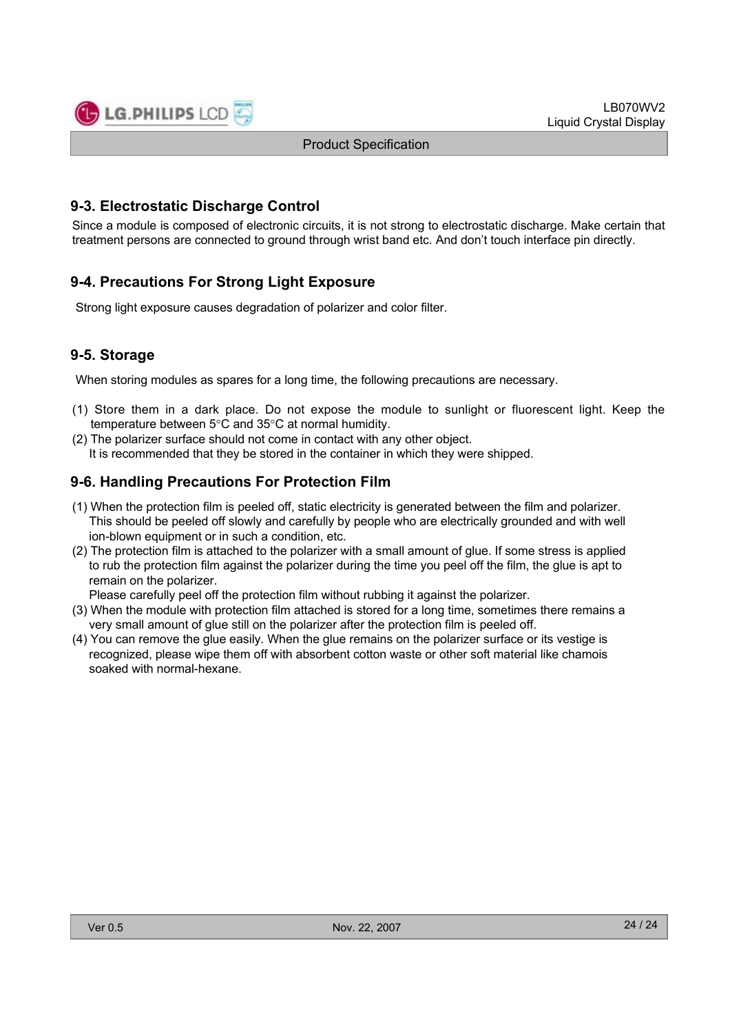## 9-3. Electrostatic Discharge Control

Since a module is composed of electronic circuits, it is not strong to electrostatic discharge. Make certain that treatment persons are connected to ground through wrist band etc. And don't touch interface pin directly.

## 9-4. Precautions For Strong Light Exposure

Strong light exposure causes degradation of polarizer and color filter.

## 9-5. Storage

When storing modules as spares for a long time, the following precautions are necessary.

(1) Store them in a dark place. Do not expose the module to sunlight or fluorescent light. Keep the temperature between 5°C and 35°C at normal humidity.
(2) The polarizer surface should not come in contact with any other object.
    It is recommended that they be stored in the container in which they were shipped.

## 9-6. Handling Precautions For Protection Film

(1) When the protection film is peeled off, static electricity is generated between the film and polarizer. This should be peeled off slowly and carefully by people who are electrically grounded and with well ion-blown equipment or in such a condition, etc.
(2) The protection film is attached to the polarizer with a small amount of glue. If some stress is applied to rub the protection film against the polarizer during the time you peel off the film, the glue is apt to remain on the polarizer.
    Please carefully peel off the protection film without rubbing it against the polarizer.
(3) When the module with protection film attached is stored for a long time, sometimes there remains a very small amount of glue still on the polarizer after the protection film is peeled off.
(4) You can remove the glue easily. When the glue remains on the polarizer surface or its vestige is recognized, please wipe them off with absorbent cotton waste or other soft material like chamois soaked with normal-hexane.